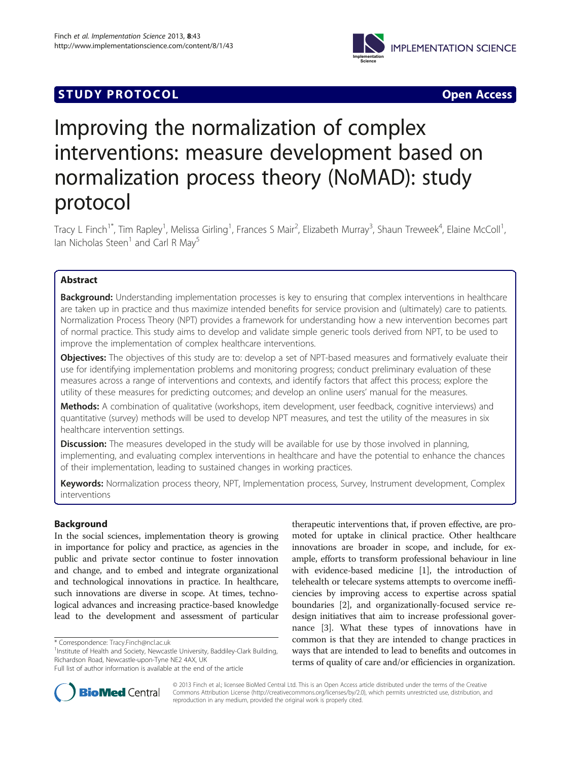STUDY PROTOCOL Open Access

# Improving the normalization of complex interventions: measure development based on normalization process theory (NoMAD): study protocol

Tracy L Finch[1*], Tim Rapley[1], Melissa Girling[1], Frances S Mair[2], Elizabeth Murray[3], Shaun Treweek[4], Elaine McColl[1], Ian Nicholas Steen[1] and Carl R May[5]

## Abstract

**Background:** Understanding implementation processes is key to ensuring that complex interventions in healthcare are taken up in practice and thus maximize intended benefits for service provision and (ultimately) care to patients. Normalization Process Theory (NPT) provides a framework for understanding how a new intervention becomes part of normal practice. This study aims to develop and validate simple generic tools derived from NPT, to be used to improve the implementation of complex healthcare interventions.

**Objectives:** The objectives of this study are to: develop a set of NPT-based measures and formatively evaluate their use for identifying implementation problems and monitoring progress; conduct preliminary evaluation of these measures across a range of interventions and contexts, and identify factors that affect this process; explore the utility of these measures for predicting outcomes; and develop an online users' manual for the measures.

**Methods:** A combination of qualitative (workshops, item development, user feedback, cognitive interviews) and quantitative (survey) methods will be used to develop NPT measures, and test the utility of the measures in six healthcare intervention settings.

**Discussion:** The measures developed in the study will be available for use by those involved in planning, implementing, and evaluating complex interventions in healthcare and have the potential to enhance the chances of their implementation, leading to sustained changes in working practices.

**Keywords:** Normalization process theory, NPT, Implementation process, Survey, Instrument development, Complex interventions

## Background

In the social sciences, implementation theory is growing in importance for policy and practice, as agencies in the public and private sector continue to foster innovation and change, and to embed and integrate organizational and technological innovations in practice. In healthcare, such innovations are diverse in scope. At times, technological advances and increasing practice-based knowledge lead to the development and assessment of particular therapeutic interventions that, if proven effective, are promoted for uptake in clinical practice. Other healthcare innovations are broader in scope, and include, for example, efforts to transform professional behaviour in line with evidence-based medicine [1], the introduction of telehealth or telecare systems attempts to overcome inefficiencies by improving access to expertise across spatial boundaries [2], and organizationally-focused service redesign initiatives that aim to increase professional governance [3]. What these types of innovations have in common is that they are intended to change practices in ways that are intended to lead to benefits and outcomes in terms of quality of care and/or efficiencies in organization.

\* Correspondence: Tracy.Finch@ncl.ac.uk
[1]Institute of Health and Society, Newcastle University, Baddiley-Clark Building, Richardson Road, Newcastle-upon-Tyne NE2 4AX, UK
Full list of author information is available at the end of the article

© 2013 Finch et al.; licensee BioMed Central Ltd. This is an Open Access article distributed under the terms of the Creative Commons Attribution License (http://creativecommons.org/licenses/by/2.0), which permits unrestricted use, distribution, and reproduction in any medium, provided the original work is properly cited.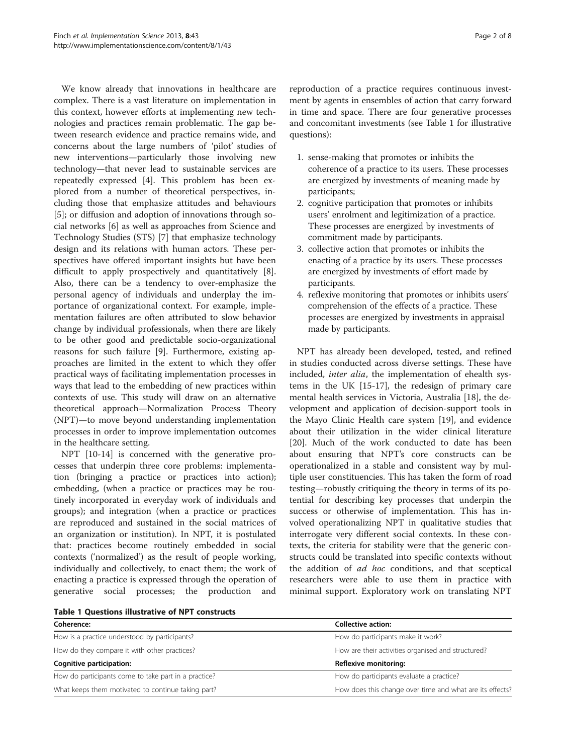We know already that innovations in healthcare are complex. There is a vast literature on implementation in this context, however efforts at implementing new technologies and practices remain problematic. The gap between research evidence and practice remains wide, and concerns about the large numbers of 'pilot' studies of new interventions—particularly those involving new technology—that never lead to sustainable services are repeatedly expressed [4]. This problem has been explored from a number of theoretical perspectives, including those that emphasize attitudes and behaviours [5]; or diffusion and adoption of innovations through social networks [6] as well as approaches from Science and Technology Studies (STS) [7] that emphasize technology design and its relations with human actors. These perspectives have offered important insights but have been difficult to apply prospectively and quantitatively [8]. Also, there can be a tendency to over-emphasize the personal agency of individuals and underplay the importance of organizational context. For example, implementation failures are often attributed to slow behavior change by individual professionals, when there are likely to be other good and predictable socio-organizational reasons for such failure [9]. Furthermore, existing approaches are limited in the extent to which they offer practical ways of facilitating implementation processes in ways that lead to the embedding of new practices within contexts of use. This study will draw on an alternative theoretical approach—Normalization Process Theory (NPT)—to move beyond understanding implementation processes in order to improve implementation outcomes in the healthcare setting.

NPT [10-14] is concerned with the generative processes that underpin three core problems: implementation (bringing a practice or practices into action); embedding, (when a practice or practices may be routinely incorporated in everyday work of individuals and groups); and integration (when a practice or practices are reproduced and sustained in the social matrices of an organization or institution). In NPT, it is postulated that: practices become routinely embedded in social contexts ('normalized') as the result of people working, individually and collectively, to enact them; the work of enacting a practice is expressed through the operation of generative social processes; the production and reproduction of a practice requires continuous investment by agents in ensembles of action that carry forward in time and space. There are four generative processes and concomitant investments (see Table 1 for illustrative questions):

1. sense-making that promotes or inhibits the coherence of a practice to its users. These processes are energized by investments of meaning made by participants;
2. cognitive participation that promotes or inhibits users' enrolment and legitimization of a practice. These processes are energized by investments of commitment made by participants.
3. collective action that promotes or inhibits the enacting of a practice by its users. These processes are energized by investments of effort made by participants.
4. reflexive monitoring that promotes or inhibits users' comprehension of the effects of a practice. These processes are energized by investments in appraisal made by participants.

NPT has already been developed, tested, and refined in studies conducted across diverse settings. These have included, *inter alia*, the implementation of ehealth systems in the UK [15-17], the redesign of primary care mental health services in Victoria, Australia [18], the development and application of decision-support tools in the Mayo Clinic Health care system [19], and evidence about their utilization in the wider clinical literature [20]. Much of the work conducted to date has been about ensuring that NPT's core constructs can be operationalized in a stable and consistent way by multiple user constituencies. This has taken the form of road testing—robustly critiquing the theory in terms of its potential for describing key processes that underpin the success or otherwise of implementation. This has involved operationalizing NPT in qualitative studies that interrogate very different social contexts. In these contexts, the criteria for stability were that the generic constructs could be translated into specific contexts without the addition of *ad hoc* conditions, and that sceptical researchers were able to use them in practice with minimal support. Exploratory work on translating NPT

**Table 1 Questions illustrative of NPT constructs**

| Coherence: | Collective action: |
|---|---|
| How is a practice understood by participants? | How do participants make it work? |
| How do they compare it with other practices? | How are their activities organised and structured? |
| **Cognitive participation:** | **Reflexive monitoring:** |
| How do participants come to take part in a practice? | How do participants evaluate a practice? |
| What keeps them motivated to continue taking part? | How does this change over time and what are its effects? |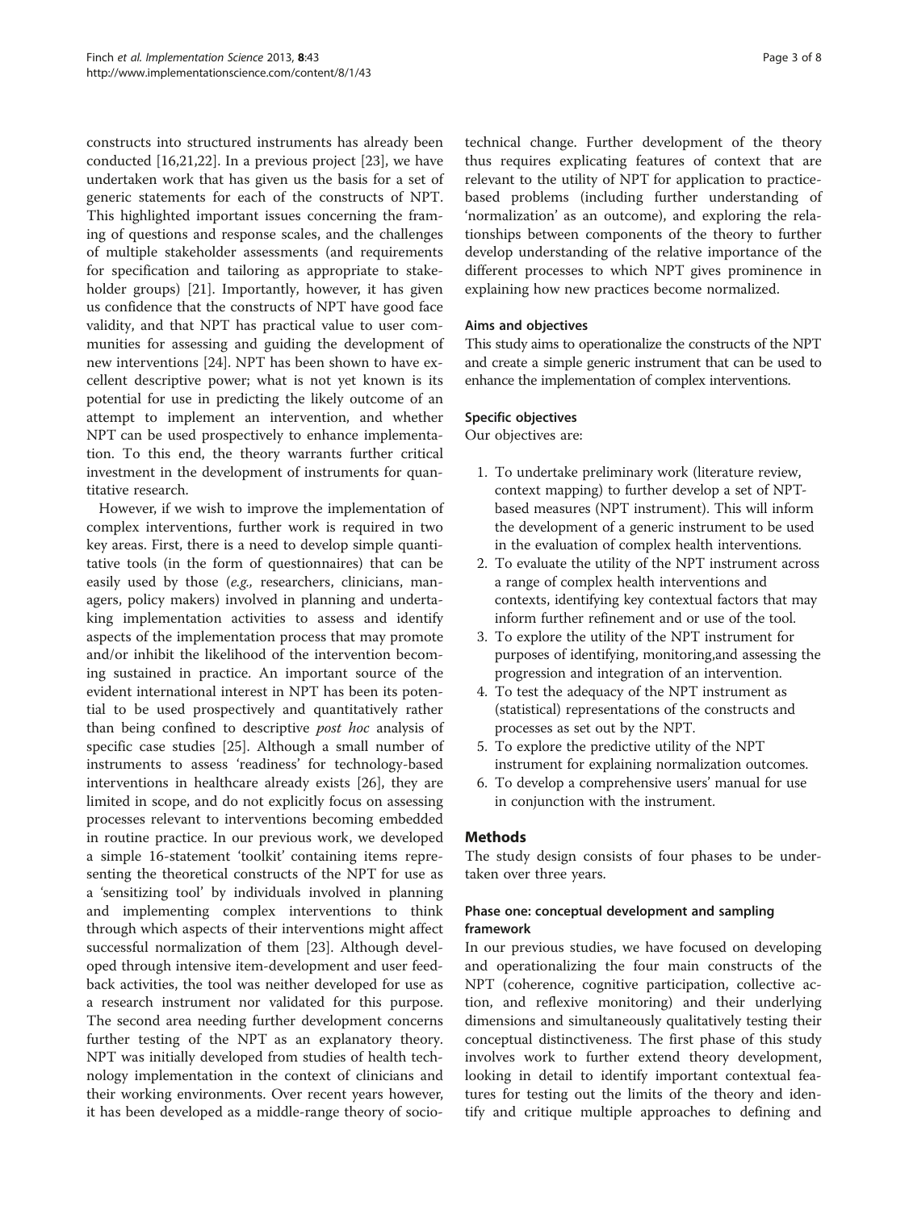constructs into structured instruments has already been conducted [16,21,22]. In a previous project [23], we have undertaken work that has given us the basis for a set of generic statements for each of the constructs of NPT. This highlighted important issues concerning the framing of questions and response scales, and the challenges of multiple stakeholder assessments (and requirements for specification and tailoring as appropriate to stakeholder groups) [21]. Importantly, however, it has given us confidence that the constructs of NPT have good face validity, and that NPT has practical value to user communities for assessing and guiding the development of new interventions [24]. NPT has been shown to have excellent descriptive power; what is not yet known is its potential for use in predicting the likely outcome of an attempt to implement an intervention, and whether NPT can be used prospectively to enhance implementation. To this end, the theory warrants further critical investment in the development of instruments for quantitative research.

However, if we wish to improve the implementation of complex interventions, further work is required in two key areas. First, there is a need to develop simple quantitative tools (in the form of questionnaires) that can be easily used by those (*e.g.,* researchers, clinicians, managers, policy makers) involved in planning and undertaking implementation activities to assess and identify aspects of the implementation process that may promote and/or inhibit the likelihood of the intervention becoming sustained in practice. An important source of the evident international interest in NPT has been its potential to be used prospectively and quantitatively rather than being confined to descriptive *post hoc* analysis of specific case studies [25]. Although a small number of instruments to assess 'readiness' for technology-based interventions in healthcare already exists [26], they are limited in scope, and do not explicitly focus on assessing processes relevant to interventions becoming embedded in routine practice. In our previous work, we developed a simple 16-statement 'toolkit' containing items representing the theoretical constructs of the NPT for use as a 'sensitizing tool' by individuals involved in planning and implementing complex interventions to think through which aspects of their interventions might affect successful normalization of them [23]. Although developed through intensive item-development and user feedback activities, the tool was neither developed for use as a research instrument nor validated for this purpose. The second area needing further development concerns further testing of the NPT as an explanatory theory. NPT was initially developed from studies of health technology implementation in the context of clinicians and their working environments. Over recent years however, it has been developed as a middle-range theory of socio-technical change. Further development of the theory thus requires explicating features of context that are relevant to the utility of NPT for application to practice-based problems (including further understanding of 'normalization' as an outcome), and exploring the relationships between components of the theory to further develop understanding of the relative importance of the different processes to which NPT gives prominence in explaining how new practices become normalized.

### Aims and objectives

This study aims to operationalize the constructs of the NPT and create a simple generic instrument that can be used to enhance the implementation of complex interventions.

### Specific objectives

Our objectives are:

1. To undertake preliminary work (literature review, context mapping) to further develop a set of NPT-based measures (NPT instrument). This will inform the development of a generic instrument to be used in the evaluation of complex health interventions.
2. To evaluate the utility of the NPT instrument across a range of complex health interventions and contexts, identifying key contextual factors that may inform further refinement and or use of the tool.
3. To explore the utility of the NPT instrument for purposes of identifying, monitoring,and assessing the progression and integration of an intervention.
4. To test the adequacy of the NPT instrument as (statistical) representations of the constructs and processes as set out by the NPT.
5. To explore the predictive utility of the NPT instrument for explaining normalization outcomes.
6. To develop a comprehensive users' manual for use in conjunction with the instrument.

## Methods

The study design consists of four phases to be undertaken over three years.

### Phase one: conceptual development and sampling framework

In our previous studies, we have focused on developing and operationalizing the four main constructs of the NPT (coherence, cognitive participation, collective action, and reflexive monitoring) and their underlying dimensions and simultaneously qualitatively testing their conceptual distinctiveness. The first phase of this study involves work to further extend theory development, looking in detail to identify important contextual features for testing out the limits of the theory and identify and critique multiple approaches to defining and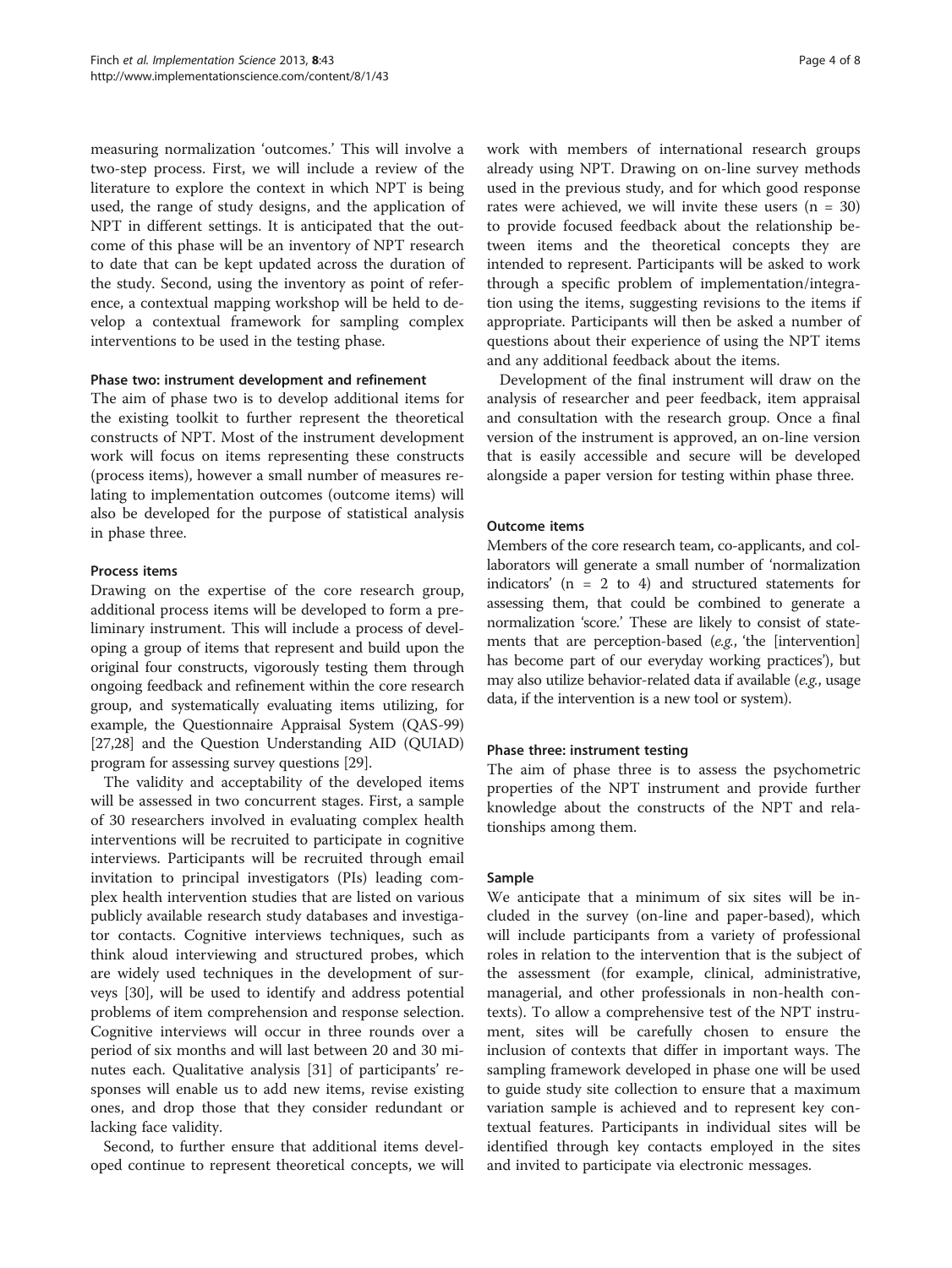measuring normalization 'outcomes.' This will involve a two-step process. First, we will include a review of the literature to explore the context in which NPT is being used, the range of study designs, and the application of NPT in different settings. It is anticipated that the outcome of this phase will be an inventory of NPT research to date that can be kept updated across the duration of the study. Second, using the inventory as point of reference, a contextual mapping workshop will be held to develop a contextual framework for sampling complex interventions to be used in the testing phase.

### Phase two: instrument development and refinement

The aim of phase two is to develop additional items for the existing toolkit to further represent the theoretical constructs of NPT. Most of the instrument development work will focus on items representing these constructs (process items), however a small number of measures relating to implementation outcomes (outcome items) will also be developed for the purpose of statistical analysis in phase three.

### Process items

Drawing on the expertise of the core research group, additional process items will be developed to form a preliminary instrument. This will include a process of developing a group of items that represent and build upon the original four constructs, vigorously testing them through ongoing feedback and refinement within the core research group, and systematically evaluating items utilizing, for example, the Questionnaire Appraisal System (QAS-99) [27,28] and the Question Understanding AID (QUIAD) program for assessing survey questions [29].

The validity and acceptability of the developed items will be assessed in two concurrent stages. First, a sample of 30 researchers involved in evaluating complex health interventions will be recruited to participate in cognitive interviews. Participants will be recruited through email invitation to principal investigators (PIs) leading complex health intervention studies that are listed on various publicly available research study databases and investigator contacts. Cognitive interviews techniques, such as think aloud interviewing and structured probes, which are widely used techniques in the development of surveys [30], will be used to identify and address potential problems of item comprehension and response selection. Cognitive interviews will occur in three rounds over a period of six months and will last between 20 and 30 minutes each. Qualitative analysis [31] of participants' responses will enable us to add new items, revise existing ones, and drop those that they consider redundant or lacking face validity.

Second, to further ensure that additional items developed continue to represent theoretical concepts, we will work with members of international research groups already using NPT. Drawing on on-line survey methods used in the previous study, and for which good response rates were achieved, we will invite these users (n = 30) to provide focused feedback about the relationship between items and the theoretical concepts they are intended to represent. Participants will be asked to work through a specific problem of implementation/integration using the items, suggesting revisions to the items if appropriate. Participants will then be asked a number of questions about their experience of using the NPT items and any additional feedback about the items.

Development of the final instrument will draw on the analysis of researcher and peer feedback, item appraisal and consultation with the research group. Once a final version of the instrument is approved, an on-line version that is easily accessible and secure will be developed alongside a paper version for testing within phase three.

### Outcome items

Members of the core research team, co-applicants, and collaborators will generate a small number of 'normalization indicators' (n = 2 to 4) and structured statements for assessing them, that could be combined to generate a normalization 'score.' These are likely to consist of statements that are perception-based (*e.g.*, 'the [intervention] has become part of our everyday working practices'), but may also utilize behavior-related data if available (*e.g.*, usage data, if the intervention is a new tool or system).

### Phase three: instrument testing

The aim of phase three is to assess the psychometric properties of the NPT instrument and provide further knowledge about the constructs of the NPT and relationships among them.

### Sample

We anticipate that a minimum of six sites will be included in the survey (on-line and paper-based), which will include participants from a variety of professional roles in relation to the intervention that is the subject of the assessment (for example, clinical, administrative, managerial, and other professionals in non-health contexts). To allow a comprehensive test of the NPT instrument, sites will be carefully chosen to ensure the inclusion of contexts that differ in important ways. The sampling framework developed in phase one will be used to guide study site collection to ensure that a maximum variation sample is achieved and to represent key contextual features. Participants in individual sites will be identified through key contacts employed in the sites and invited to participate via electronic messages.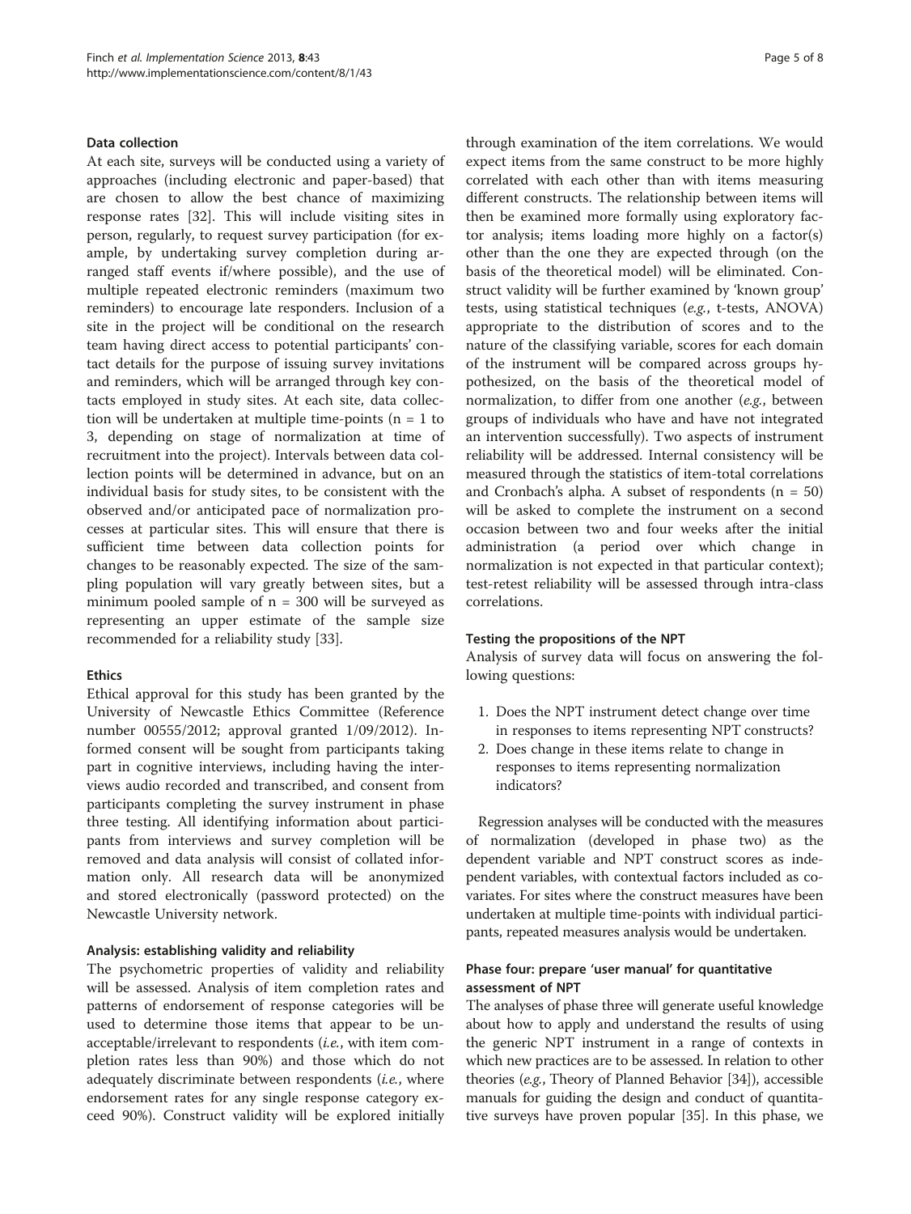### Data collection

At each site, surveys will be conducted using a variety of approaches (including electronic and paper-based) that are chosen to allow the best chance of maximizing response rates [32]. This will include visiting sites in person, regularly, to request survey participation (for example, by undertaking survey completion during arranged staff events if/where possible), and the use of multiple repeated electronic reminders (maximum two reminders) to encourage late responders. Inclusion of a site in the project will be conditional on the research team having direct access to potential participants' contact details for the purpose of issuing survey invitations and reminders, which will be arranged through key contacts employed in study sites. At each site, data collection will be undertaken at multiple time-points (n = 1 to 3, depending on stage of normalization at time of recruitment into the project). Intervals between data collection points will be determined in advance, but on an individual basis for study sites, to be consistent with the observed and/or anticipated pace of normalization processes at particular sites. This will ensure that there is sufficient time between data collection points for changes to be reasonably expected. The size of the sampling population will vary greatly between sites, but a minimum pooled sample of n = 300 will be surveyed as representing an upper estimate of the sample size recommended for a reliability study [33].

### Ethics

Ethical approval for this study has been granted by the University of Newcastle Ethics Committee (Reference number 00555/2012; approval granted 1/09/2012). Informed consent will be sought from participants taking part in cognitive interviews, including having the interviews audio recorded and transcribed, and consent from participants completing the survey instrument in phase three testing. All identifying information about participants from interviews and survey completion will be removed and data analysis will consist of collated information only. All research data will be anonymized and stored electronically (password protected) on the Newcastle University network.

### Analysis: establishing validity and reliability

The psychometric properties of validity and reliability will be assessed. Analysis of item completion rates and patterns of endorsement of response categories will be used to determine those items that appear to be unacceptable/irrelevant to respondents (*i.e.*, with item completion rates less than 90%) and those which do not adequately discriminate between respondents (*i.e.*, where endorsement rates for any single response category exceed 90%). Construct validity will be explored initially through examination of the item correlations. We would expect items from the same construct to be more highly correlated with each other than with items measuring different constructs. The relationship between items will then be examined more formally using exploratory factor analysis; items loading more highly on a factor(s) other than the one they are expected through (on the basis of the theoretical model) will be eliminated. Construct validity will be further examined by 'known group' tests, using statistical techniques (*e.g.*, t-tests, ANOVA) appropriate to the distribution of scores and to the nature of the classifying variable, scores for each domain of the instrument will be compared across groups hypothesized, on the basis of the theoretical model of normalization, to differ from one another (*e.g.*, between groups of individuals who have and have not integrated an intervention successfully). Two aspects of instrument reliability will be addressed. Internal consistency will be measured through the statistics of item-total correlations and Cronbach's alpha. A subset of respondents (n = 50) will be asked to complete the instrument on a second occasion between two and four weeks after the initial administration (a period over which change in normalization is not expected in that particular context); test-retest reliability will be assessed through intra-class correlations.

### Testing the propositions of the NPT

Analysis of survey data will focus on answering the following questions:

1. Does the NPT instrument detect change over time in responses to items representing NPT constructs?
2. Does change in these items relate to change in responses to items representing normalization indicators?

Regression analyses will be conducted with the measures of normalization (developed in phase two) as the dependent variable and NPT construct scores as independent variables, with contextual factors included as covariates. For sites where the construct measures have been undertaken at multiple time-points with individual participants, repeated measures analysis would be undertaken.

## Phase four: prepare 'user manual' for quantitative assessment of NPT

The analyses of phase three will generate useful knowledge about how to apply and understand the results of using the generic NPT instrument in a range of contexts in which new practices are to be assessed. In relation to other theories (*e.g.*, Theory of Planned Behavior [34]), accessible manuals for guiding the design and conduct of quantitative surveys have proven popular [35]. In this phase, we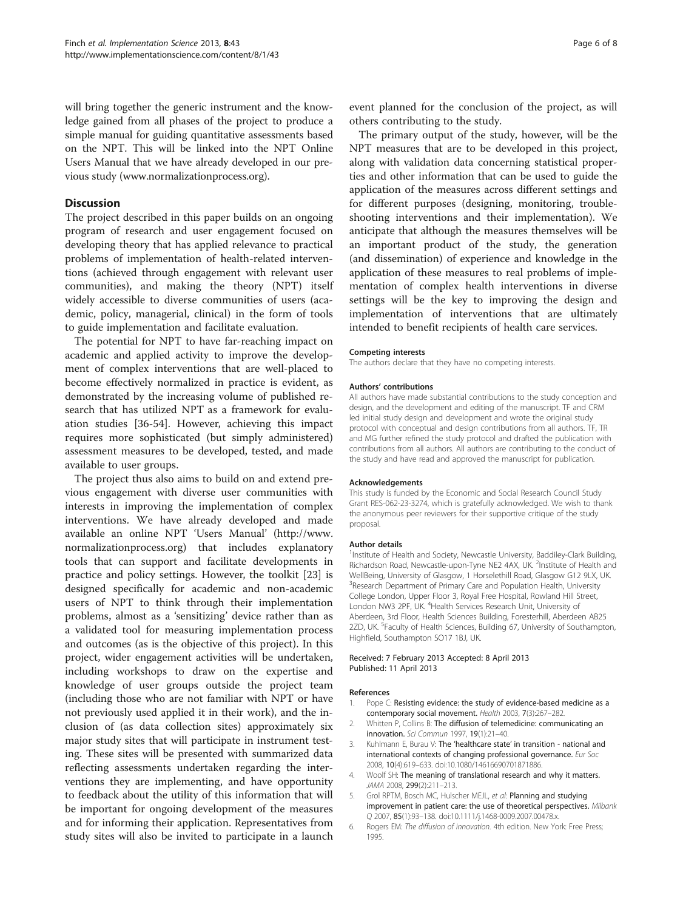will bring together the generic instrument and the knowledge gained from all phases of the project to produce a simple manual for guiding quantitative assessments based on the NPT. This will be linked into the NPT Online Users Manual that we have already developed in our previous study (www.normalizationprocess.org).

## Discussion

The project described in this paper builds on an ongoing program of research and user engagement focused on developing theory that has applied relevance to practical problems of implementation of health-related interventions (achieved through engagement with relevant user communities), and making the theory (NPT) itself widely accessible to diverse communities of users (academic, policy, managerial, clinical) in the form of tools to guide implementation and facilitate evaluation.

The potential for NPT to have far-reaching impact on academic and applied activity to improve the development of complex interventions that are well-placed to become effectively normalized in practice is evident, as demonstrated by the increasing volume of published research that has utilized NPT as a framework for evaluation studies [36-54]. However, achieving this impact requires more sophisticated (but simply administered) assessment measures to be developed, tested, and made available to user groups.

The project thus also aims to build on and extend previous engagement with diverse user communities with interests in improving the implementation of complex interventions. We have already developed and made available an online NPT 'Users Manual' (http://www.normalizationprocess.org) that includes explanatory tools that can support and facilitate developments in practice and policy settings. However, the toolkit [23] is designed specifically for academic and non-academic users of NPT to think through their implementation problems, almost as a 'sensitizing' device rather than as a validated tool for measuring implementation process and outcomes (as is the objective of this project). In this project, wider engagement activities will be undertaken, including workshops to draw on the expertise and knowledge of user groups outside the project team (including those who are not familiar with NPT or have not previously used applied it in their work), and the inclusion of (as data collection sites) approximately six major study sites that will participate in instrument testing. These sites will be presented with summarized data reflecting assessments undertaken regarding the interventions they are implementing, and have opportunity to feedback about the utility of this information that will be important for ongoing development of the measures and for informing their application. Representatives from study sites will also be invited to participate in a launch event planned for the conclusion of the project, as will others contributing to the study.

The primary output of the study, however, will be the NPT measures that are to be developed in this project, along with validation data concerning statistical properties and other information that can be used to guide the application of the measures across different settings and for different purposes (designing, monitoring, troubleshooting interventions and their implementation). We anticipate that although the measures themselves will be an important product of the study, the generation (and dissemination) of experience and knowledge in the application of these measures to real problems of implementation of complex health interventions in diverse settings will be the key to improving the design and implementation of interventions that are ultimately intended to benefit recipients of health care services.

#### Competing interests
The authors declare that they have no competing interests.

#### Authors' contributions
All authors have made substantial contributions to the study conception and design, and the development and editing of the manuscript. TF and CRM led initial study design and development and wrote the original study protocol with conceptual and design contributions from all authors. TF, TR and MG further refined the study protocol and drafted the publication with contributions from all authors. All authors are contributing to the conduct of the study and have read and approved the manuscript for publication.

#### Acknowledgements
This study is funded by the Economic and Social Research Council Study Grant RES-062-23-3274, which is gratefully acknowledged. We wish to thank the anonymous peer reviewers for their supportive critique of the study proposal.

#### Author details
[1]Institute of Health and Society, Newcastle University, Baddiley-Clark Building, Richardson Road, Newcastle-upon-Tyne NE2 4AX, UK. [2]Institute of Health and WellBeing, University of Glasgow, 1 Horselethill Road, Glasgow G12 9LX, UK. [3]Research Department of Primary Care and Population Health, University College London, Upper Floor 3, Royal Free Hospital, Rowland Hill Street, London NW3 2PF, UK. [4]Health Services Research Unit, University of Aberdeen, 3rd Floor, Health Sciences Building, Foresterhill, Aberdeen AB25 2ZD, UK. [5]Faculty of Health Sciences, Building 67, University of Southampton, Highfield, Southampton SO17 1BJ, UK.

Received: 7 February 2013 Accepted: 8 April 2013
Published: 11 April 2013

#### References

1. Pope C: **Resisting evidence: the study of evidence-based medicine as a contemporary social movement.** *Health* 2003, **7**(3):267–282.
2. Whitten P, Collins B: **The diffusion of telemedicine: communicating an innovation.** *Sci Commun* 1997, **19**(1):21–40.
3. Kuhlmann E, Burau V: **The 'healthcare state' in transition - national and international contexts of changing professional governance.** *Eur Soc* 2008, **10**(4):619–633. doi:10.1080/14616690701871886.
4. Woolf SH: **The meaning of translational research and why it matters.** *JAMA* 2008, **299**(2):211–213.
5. Grol RPTM, Bosch MC, Hulscher MEJL, *et al*: **Planning and studying improvement in patient care: the use of theoretical perspectives.** *Milbank Q* 2007, **85**(1):93–138. doi:10.1111/j.1468-0009.2007.00478.x.
6. Rogers EM: *The diffusion of innovation.* 4th edition. New York: Free Press; 1995.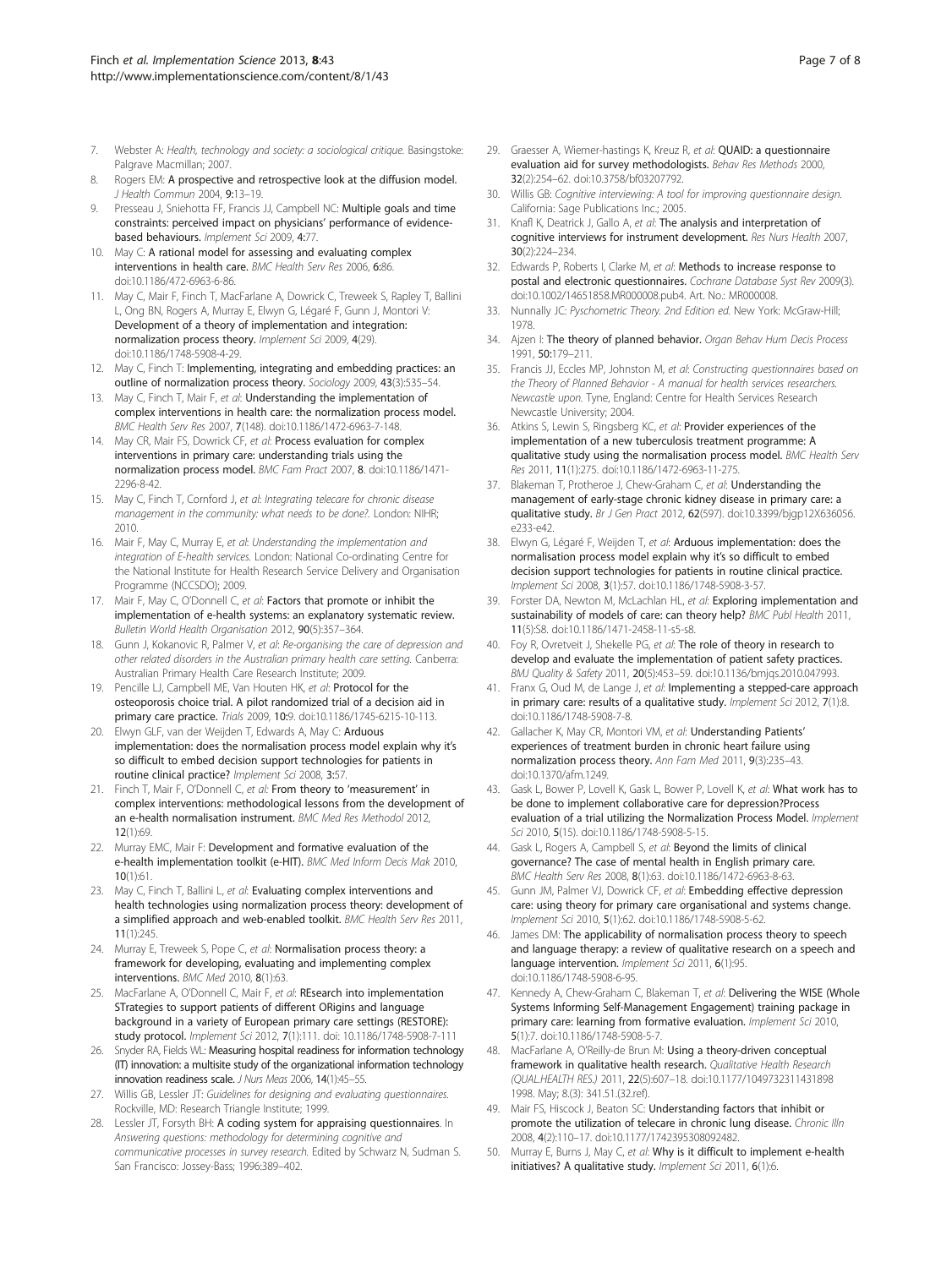7. Webster A: *Health, technology and society: a sociological critique.* Basingstoke: Palgrave Macmillan; 2007.
8. Rogers EM: **A prospective and retrospective look at the diffusion model.** *J Health Commun* 2004, **9**:13–19.
9. Presseau J, Sniehotta FF, Francis JJ, Campbell NC: **Multiple goals and time constraints: perceived impact on physicians' performance of evidence-based behaviours.** *Implement Sci* 2009, **4**:77.
10. May C: **A rational model for assessing and evaluating complex interventions in health care.** *BMC Health Serv Res* 2006, **6**:86. doi:10.1186/472-6963-6-86.
11. May C, Mair F, Finch T, MacFarlane A, Dowrick C, Treweek S, Rapley T, Ballini L, Ong BN, Rogers A, Murray E, Elwyn G, Légaré F, Gunn J, Montori V: **Development of a theory of implementation and integration: normalization process theory.** *Implement Sci* 2009, **4**(29). doi:10.1186/1748-5908-4-29.
12. May C, Finch T: **Implementing, integrating and embedding practices: an outline of normalization process theory.** *Sociology* 2009, **43**(3):535–54.
13. May C, Finch T, Mair F, *et al*: **Understanding the implementation of complex interventions in health care: the normalization process model.** *BMC Health Serv Res* 2007, **7**(148). doi:10.1186/1472-6963-7-148.
14. May CR, Mair FS, Dowrick CF, *et al*: **Process evaluation for complex interventions in primary care: understanding trials using the normalization process model.** *BMC Fam Pract* 2007, **8**. doi:10.1186/1471-2296-8-42.
15. May C, Finch T, Cornford J, *et al*: *Integrating telecare for chronic disease management in the community: what needs to be done?.* London: NIHR; 2010.
16. Mair F, May C, Murray E, *et al*: *Understanding the implementation and integration of E-health services.* London: National Co-ordinating Centre for the National Institute for Health Research Service Delivery and Organisation Programme (NCCSDO); 2009.
17. Mair F, May C, O'Donnell C, *et al*: **Factors that promote or inhibit the implementation of e-health systems: an explanatory systematic review.** *Bulletin World Health Organisation* 2012, **90**(5):357–364.
18. Gunn J, Kokanovic R, Palmer V, *et al*: *Re-organising the care of depression and other related disorders in the Australian primary health care setting.* Canberra: Australian Primary Health Care Research Institute; 2009.
19. Pencille LJ, Campbell ME, Van Houten HK, *et al*: **Protocol for the osteoporosis choice trial. A pilot randomized trial of a decision aid in primary care practice.** *Trials* 2009, **10**:9. doi:10.1186/1745-6215-10-113.
20. Elwyn GLF, van der Weijden T, Edwards A, May C: **Arduous implementation: does the normalisation process model explain why it's so difficult to embed decision support technologies for patients in routine clinical practice?** *Implement Sci* 2008, **3**:57.
21. Finch T, Mair F, O'Donnell C, *et al*: **From theory to 'measurement' in complex interventions: methodological lessons from the development of an e-health normalisation instrument.** *BMC Med Res Methodol* 2012, **12**(1):69.
22. Murray EMC, Mair F: **Development and formative evaluation of the e-health implementation toolkit (e-HIT).** *BMC Med Inform Decis Mak* 2010, **10**(1):61.
23. May C, Finch T, Ballini L, *et al*: **Evaluating complex interventions and health technologies using normalization process theory: development of a simplified approach and web-enabled toolkit.** *BMC Health Serv Res* 2011, **11**(1):245.
24. Murray E, Treweek S, Pope C, *et al*: **Normalisation process theory: a framework for developing, evaluating and implementing complex interventions.** *BMC Med* 2010, **8**(1):63.
25. MacFarlane A, O'Donnell C, Mair F, *et al*: **REsearch into implementation STrategies to support patients of different ORigins and language background in a variety of European primary care settings (RESTORE): study protocol.** *Implement Sci* 2012, **7**(1):111. doi: 10.1186/1748-5908-7-111
26. Snyder RA, Fields WL: **Measuring hospital readiness for information technology (IT) innovation: a multisite study of the organizational information technology innovation readiness scale.** *J Nurs Meas* 2006, **14**(1):45–55.
27. Willis GB, Lessler JT: *Guidelines for designing and evaluating questionnaires.* Rockville, MD: Research Triangle Institute; 1999.
28. Lessler JT, Forsyth BH: **A coding system for appraising questionnaires**. In *Answering questions: methodology for determining cognitive and communicative processes in survey research.* Edited by Schwarz N, Sudman S. San Francisco: Jossey-Bass; 1996:389–402.
29. Graesser A, Wiemer-hastings K, Kreuz R, *et al*: **QUAID: a questionnaire evaluation aid for survey methodologists.** *Behav Res Methods* 2000, **32**(2):254–62. doi:10.3758/bf03207792.
30. Willis GB: *Cognitive interviewing: A tool for improving questionnaire design.* California: Sage Publications Inc.; 2005.
31. Knafl K, Deatrick J, Gallo A, *et al*: **The analysis and interpretation of cognitive interviews for instrument development.** *Res Nurs Health* 2007, **30**(2):224–234.
32. Edwards P, Roberts I, Clarke M, *et al*: **Methods to increase response to postal and electronic questionnaires.** *Cochrane Database Syst Rev* 2009(3). doi:10.1002/14651858.MR000008.pub4. Art. No.: MR000008.
33. Nunnally JC: *Psychometric Theory. 2nd Edition ed.* New York: McGraw-Hill; 1978.
34. Ajzen I: **The theory of planned behavior.** *Organ Behav Hum Decis Process* 1991, **50**:179–211.
35. Francis JJ, Eccles MP, Johnston M, *et al*: *Constructing questionnaires based on the Theory of Planned Behavior - A manual for health services researchers. Newcastle upon.* Tyne, England: Centre for Health Services Research Newcastle University; 2004.
36. Atkins S, Lewin S, Ringsberg KC, *et al*: **Provider experiences of the implementation of a new tuberculosis treatment programme: A qualitative study using the normalisation process model.** *BMC Health Serv Res* 2011, **11**(1):275. doi:10.1186/1472-6963-11-275.
37. Blakeman T, Protheroe J, Chew-Graham C, *et al*: **Understanding the management of early-stage chronic kidney disease in primary care: a qualitative study.** *Br J Gen Pract* 2012, **62**(597). doi:10.3399/bjgp12X636056. e233-e42.
38. Elwyn G, Légaré F, Weijden T, *et al*: **Arduous implementation: does the normalisation process model explain why it's so difficult to embed decision support technologies for patients in routine clinical practice.** *Implement Sci* 2008, **3**(1):57. doi:10.1186/1748-5908-3-57.
39. Forster DA, Newton M, McLachlan HL, *et al*: **Exploring implementation and sustainability of models of care: can theory help?** *BMC Publ Health* 2011, **11**(5):S8. doi:10.1186/1471-2458-11-s5-s8.
40. Foy R, Ovretveit J, Shekelle PG, *et al*: **The role of theory in research to develop and evaluate the implementation of patient safety practices.** *BMJ Quality & Safety* 2011, **20**(5):453–59. doi:10.1136/bmjqs.2010.047993.
41. Franx G, Oud M, de Lange J, *et al*: **Implementing a stepped-care approach in primary care: results of a qualitative study.** *Implement Sci* 2012, **7**(1):8. doi:10.1186/1748-5908-7-8.
42. Gallacher K, May CR, Montori VM, *et al*: **Understanding Patients' experiences of treatment burden in chronic heart failure using normalization process theory.** *Ann Fam Med* 2011, **9**(3):235–43. doi:10.1370/afm.1249.
43. Gask L, Bower P, Lovell K, Gask L, Bower P, Lovell K, *et al*: **What work has to be done to implement collaborative care for depression?Process evaluation of a trial utilizing the Normalization Process Model.** *Implement Sci* 2010, **5**(15). doi:10.1186/1748-5908-5-15.
44. Gask L, Rogers A, Campbell S, *et al*: **Beyond the limits of clinical governance? The case of mental health in English primary care.** *BMC Health Serv Res* 2008, **8**(1):63. doi:10.1186/1472-6963-8-63.
45. Gunn JM, Palmer VJ, Dowrick CF, *et al*: **Embedding effective depression care: using theory for primary care organisational and systems change.** *Implement Sci* 2010, **5**(1):62. doi:10.1186/1748-5908-5-62.
46. James DM: **The applicability of normalisation process theory to speech and language therapy: a review of qualitative research on a speech and language intervention.** *Implement Sci* 2011, **6**(1):95. doi:10.1186/1748-5908-6-95.
47. Kennedy A, Chew-Graham C, Blakeman T, *et al*: **Delivering the WISE (Whole Systems Informing Self-Management Engagement) training package in primary care: learning from formative evaluation.** *Implement Sci* 2010, **5**(1):7. doi:10.1186/1748-5908-5-7.
48. MacFarlane A, O'Reilly-de Brun M: **Using a theory-driven conceptual framework in qualitative health research.** *Qualitative Health Research (QUAL.HEALTH RES.)* 2011, **22**(5):607–18. doi:10.1177/1049732311431898 1998. May; 8.(3): 341.51.(32.ref).
49. Mair FS, Hiscock J, Beaton SC: **Understanding factors that inhibit or promote the utilization of telecare in chronic lung disease.** *Chronic Illn* 2008, **4**(2):110–17. doi:10.1177/1742395308092482.
50. Murray E, Burns J, May C, *et al*: **Why is it difficult to implement e-health initiatives? A qualitative study.** *Implement Sci* 2011, **6**(1):6.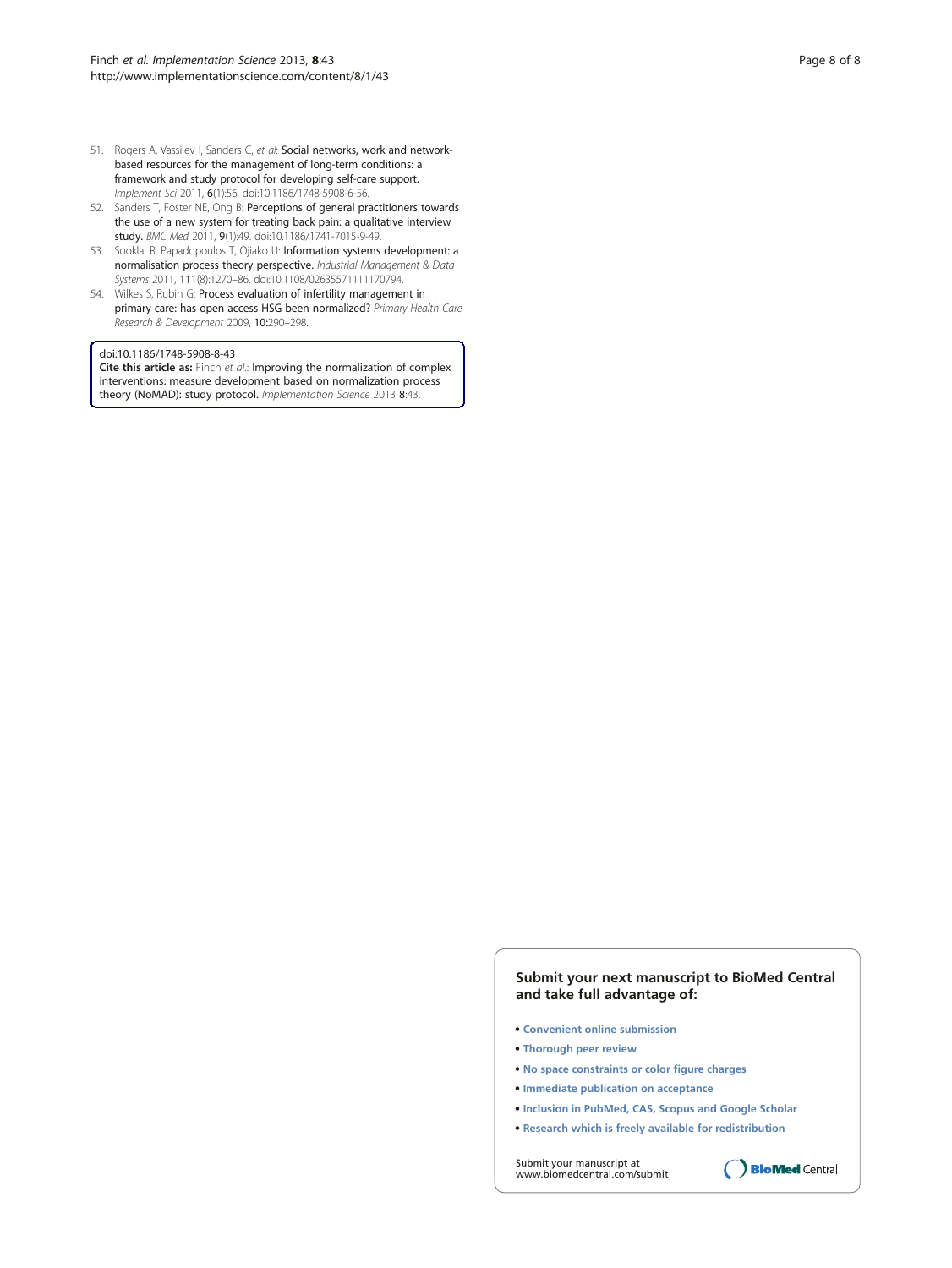51. Rogers A, Vassilev I, Sanders C, *et al*: **Social networks, work and network-based resources for the management of long-term conditions: a framework and study protocol for developing self-care support.** *Implement Sci* 2011, **6**(1):56. doi:10.1186/1748-5908-6-56.
52. Sanders T, Foster NE, Ong B: **Perceptions of general practitioners towards the use of a new system for treating back pain: a qualitative interview study.** *BMC Med* 2011, **9**(1):49. doi:10.1186/1741-7015-9-49.
53. Sooklal R, Papadopoulos T, Ojiako U: **Information systems development: a normalisation process theory perspective.** *Industrial Management & Data Systems* 2011, **111**(8):1270–86. doi:10.1108/02635571111170794.
54. Wilkes S, Rubin G: **Process evaluation of infertility management in primary care: has open access HSG been normalized?** *Primary Health Care Research & Development* 2009, **10**:290–298.

doi:10.1186/1748-5908-8-43

**Cite this article as:** Finch *et al.*: **Improving the normalization of complex interventions: measure development based on normalization process theory (NoMAD): study protocol.** *Implementation Science* 2013 **8**:43.

**Submit your next manuscript to BioMed Central and take full advantage of:**

- **Convenient online submission**
- **Thorough peer review**
- **No space constraints or color figure charges**
- **Immediate publication on acceptance**
- **Inclusion in PubMed, CAS, Scopus and Google Scholar**
- **Research which is freely available for redistribution**

Submit your manuscript at
www.biomedcentral.com/submit

BioMed Central